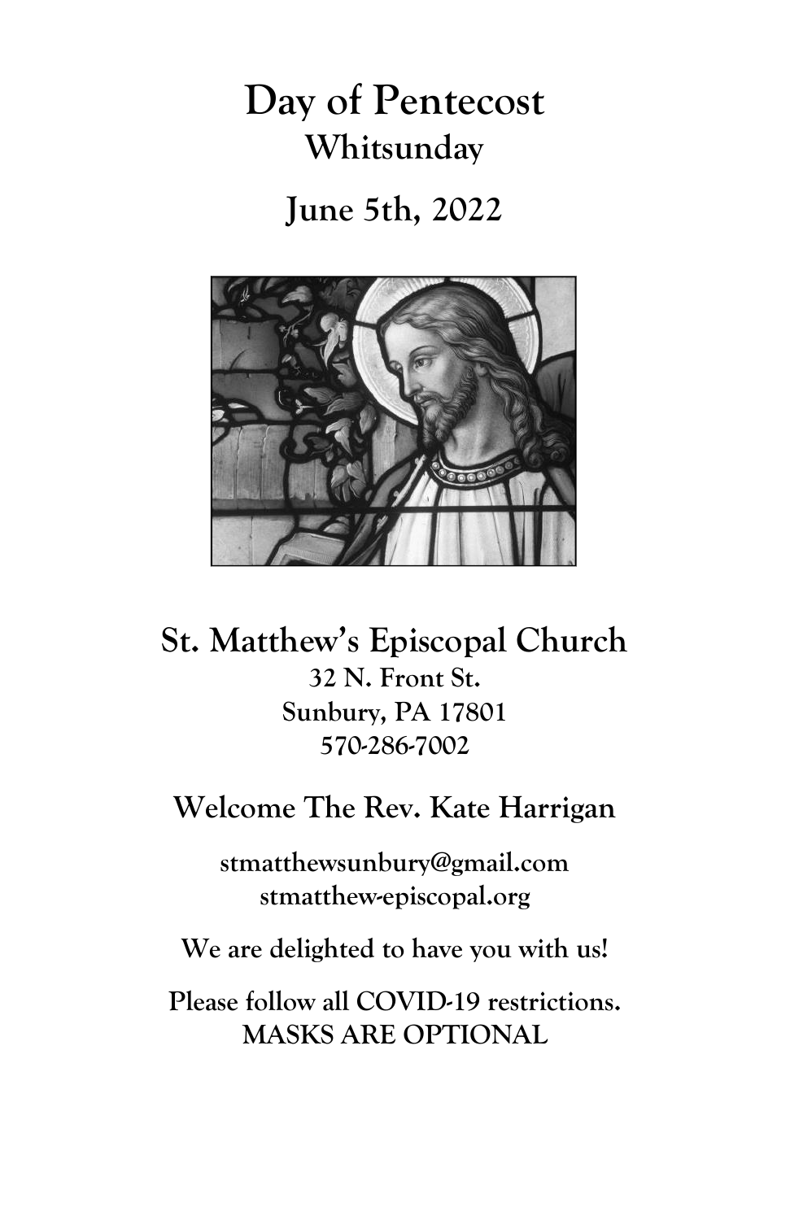# Day of Pentecost

## Whitsunday

## June 5th, 2022

## St. Matthew's Episcopal Church

**32 N. Front St.**
**Sunbury, PA 17801**
**570-286-7002**

### Welcome The Rev. Kate Harrigan

**stmatthewsunbury@gmail.com**
**stmatthew-episcopal.org**

**We are delighted to have you with us!**

**Please follow all COVID-19 restrictions.**
**MASKS ARE OPTIONAL**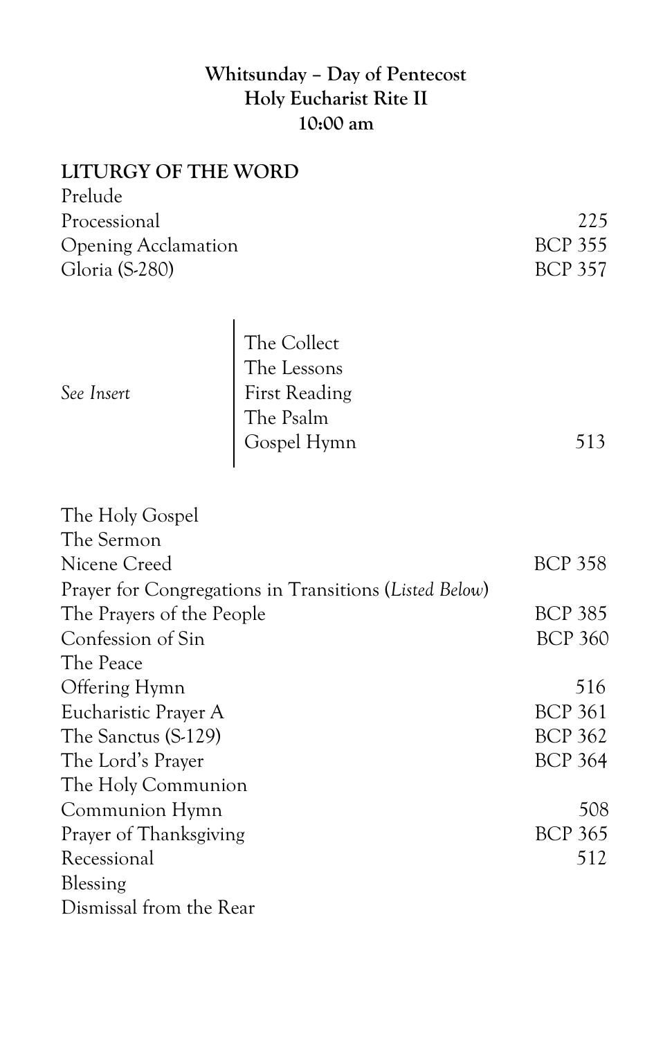**Whitsunday – Day of Pentecost**
**Holy Eucharist Rite II**
**10:00 am**

## LITURGY OF THE WORD

| | |
|---|---|
| Prelude | |
| Processional | 225 |
| Opening Acclamation | BCP 355 |
| Gloria (S-280) | BCP 357 |

| | | |
|---|---|---|
| *See Insert* | The Collect | |
| | The Lessons | |
| | First Reading | |
| | The Psalm | |
| | Gospel Hymn | 513 |

| | |
|---|---|
| The Holy Gospel | |
| The Sermon | |
| Nicene Creed | BCP 358 |
| Prayer for Congregations in Transitions (*Listed Below*) | |
| The Prayers of the People | BCP 385 |
| Confession of Sin | BCP 360 |
| The Peace | |
| Offering Hymn | 516 |
| Eucharistic Prayer A | BCP 361 |
| The Sanctus (S-129) | BCP 362 |
| The Lord's Prayer | BCP 364 |
| The Holy Communion | |
| Communion Hymn | 508 |
| Prayer of Thanksgiving | BCP 365 |
| Recessional | 512 |
| Blessing | |
| Dismissal from the Rear | |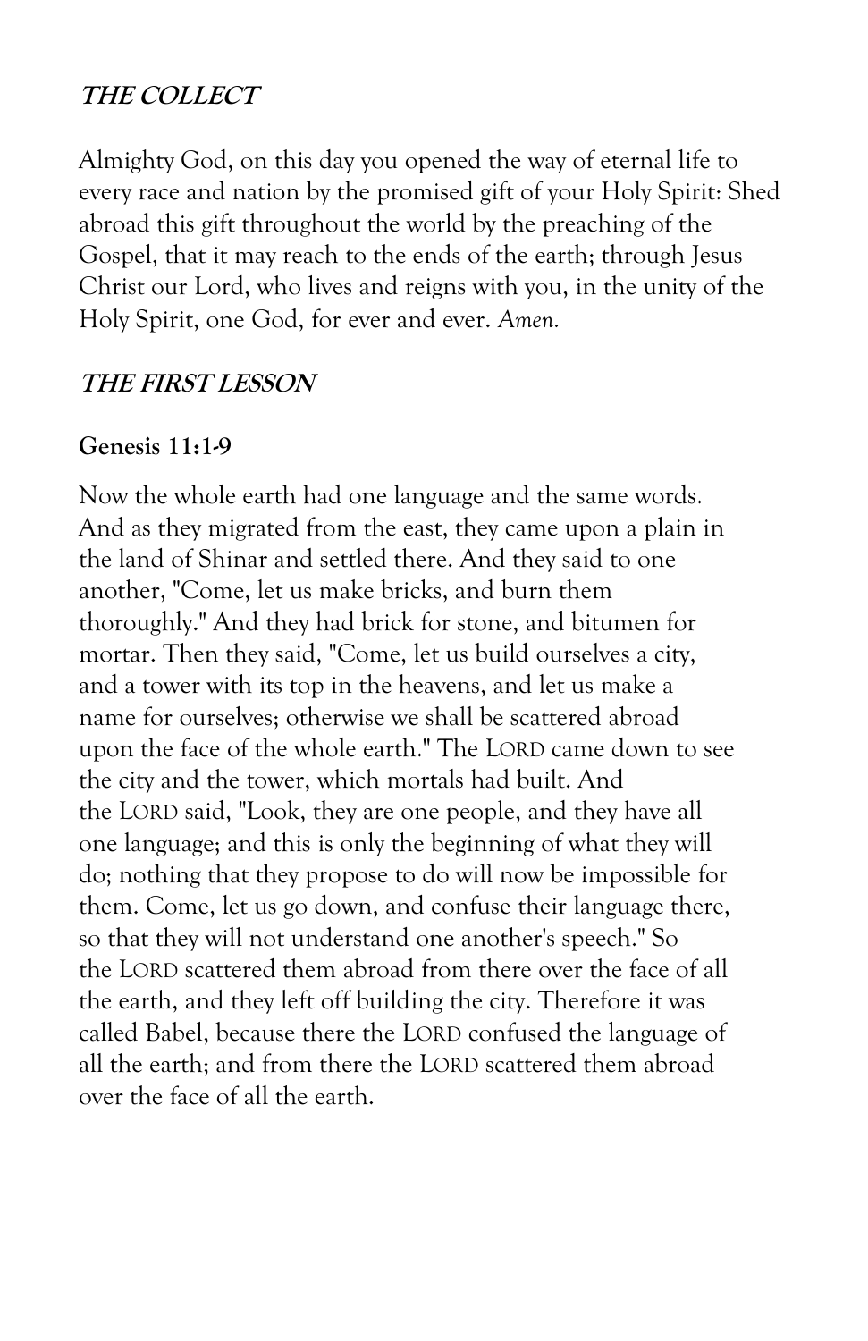## ***THE COLLECT***

Almighty God, on this day you opened the way of eternal life to every race and nation by the promised gift of your Holy Spirit: Shed abroad this gift throughout the world by the preaching of the Gospel, that it may reach to the ends of the earth; through Jesus Christ our Lord, who lives and reigns with you, in the unity of the Holy Spirit, one God, for ever and ever. *Amen.*

## ***THE FIRST LESSON***

### **Genesis 11:1-9**

Now the whole earth had one language and the same words. And as they migrated from the east, they came upon a plain in the land of Shinar and settled there. And they said to one another, "Come, let us make bricks, and burn them thoroughly." And they had brick for stone, and bitumen for mortar. Then they said, "Come, let us build ourselves a city, and a tower with its top in the heavens, and let us make a name for ourselves; otherwise we shall be scattered abroad upon the face of the whole earth." The LORD came down to see the city and the tower, which mortals had built. And the LORD said, "Look, they are one people, and they have all one language; and this is only the beginning of what they will do; nothing that they propose to do will now be impossible for them. Come, let us go down, and confuse their language there, so that they will not understand one another's speech." So the LORD scattered them abroad from there over the face of all the earth, and they left off building the city. Therefore it was called Babel, because there the LORD confused the language of all the earth; and from there the LORD scattered them abroad over the face of all the earth.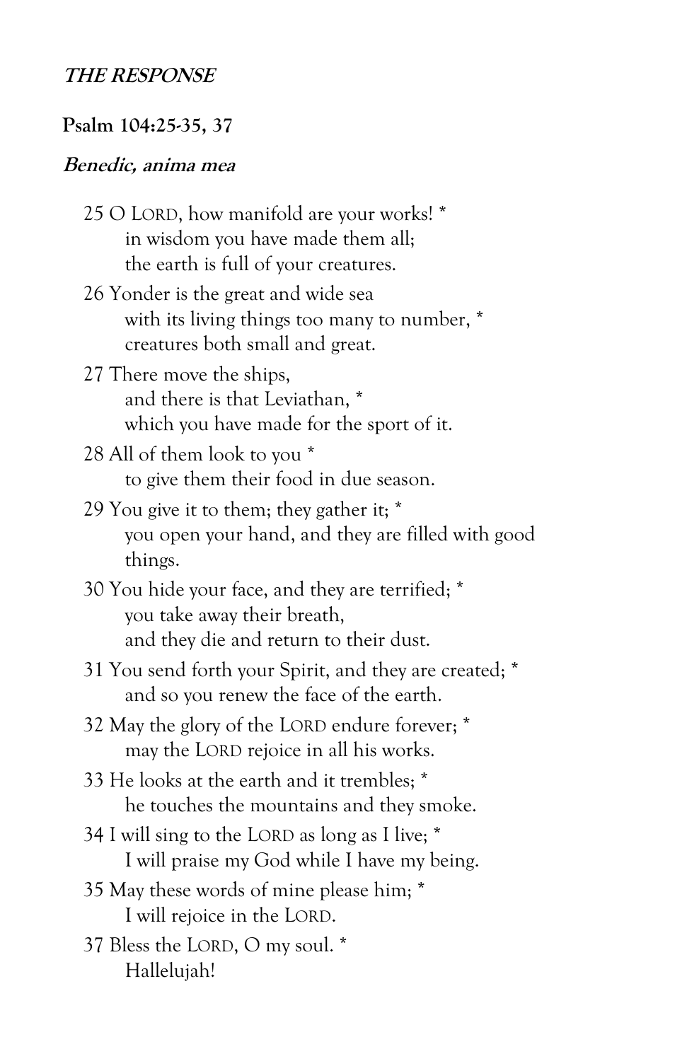***THE RESPONSE***

**Psalm 104:25-35, 37**

***Benedic, anima mea***

25 O LORD, how manifold are your works! *
in wisdom you have made them all;
the earth is full of your creatures.

26 Yonder is the great and wide sea
with its living things too many to number, *
creatures both small and great.

27 There move the ships,
and there is that Leviathan, *
which you have made for the sport of it.

28 All of them look to you *
to give them their food in due season.

29 You give it to them; they gather it; *
you open your hand, and they are filled with good things.

30 You hide your face, and they are terrified; *
you take away their breath,
and they die and return to their dust.

31 You send forth your Spirit, and they are created; *
and so you renew the face of the earth.

32 May the glory of the LORD endure forever; *
may the LORD rejoice in all his works.

33 He looks at the earth and it trembles; *
he touches the mountains and they smoke.

34 I will sing to the LORD as long as I live; *
I will praise my God while I have my being.

35 May these words of mine please him; *
I will rejoice in the LORD.

37 Bless the LORD, O my soul. *
Hallelujah!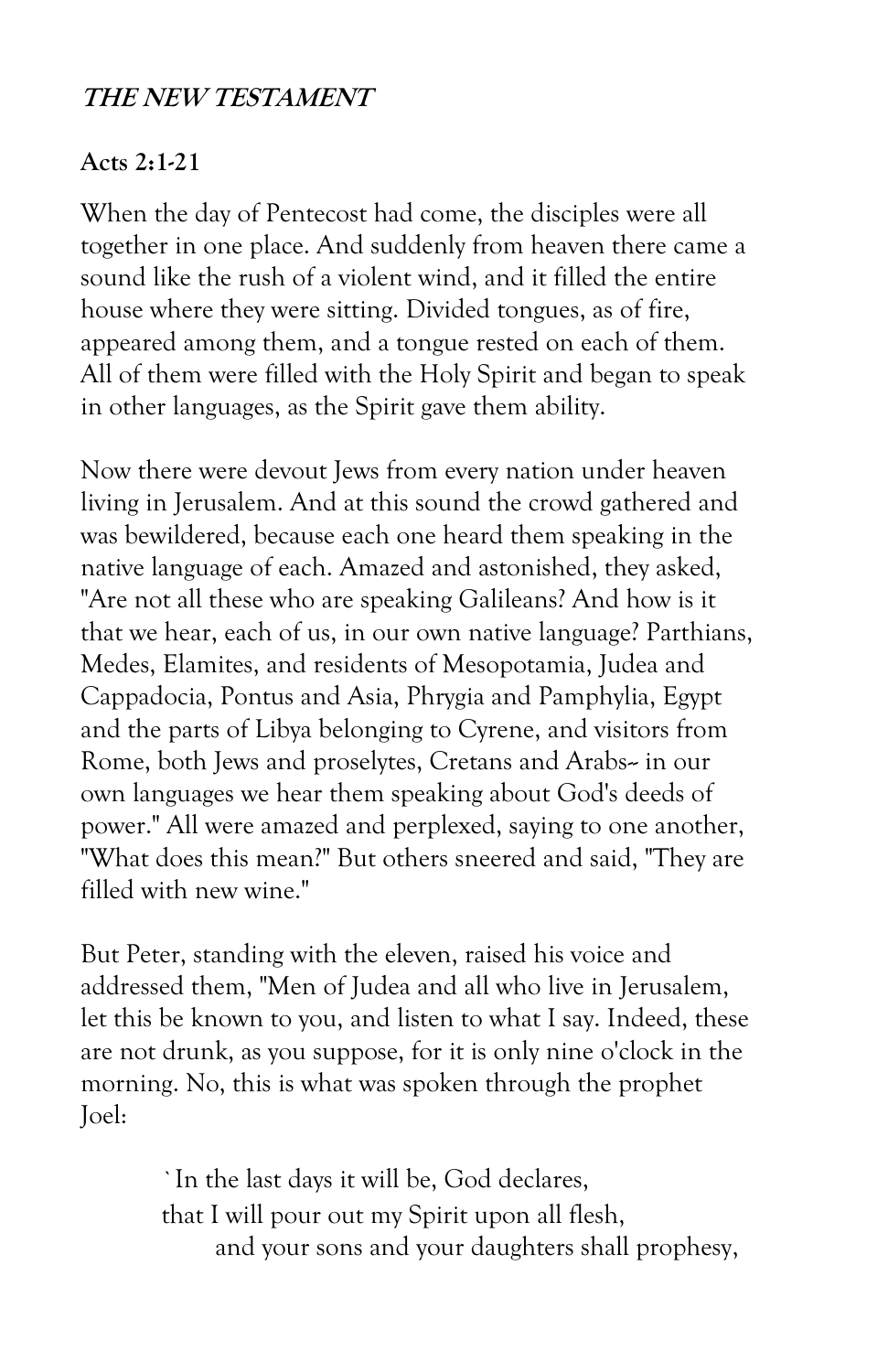***THE NEW TESTAMENT***

**Acts 2:1-21**

When the day of Pentecost had come, the disciples were all together in one place. And suddenly from heaven there came a sound like the rush of a violent wind, and it filled the entire house where they were sitting. Divided tongues, as of fire, appeared among them, and a tongue rested on each of them. All of them were filled with the Holy Spirit and began to speak in other languages, as the Spirit gave them ability.

Now there were devout Jews from every nation under heaven living in Jerusalem. And at this sound the crowd gathered and was bewildered, because each one heard them speaking in the native language of each. Amazed and astonished, they asked, "Are not all these who are speaking Galileans? And how is it that we hear, each of us, in our own native language? Parthians, Medes, Elamites, and residents of Mesopotamia, Judea and Cappadocia, Pontus and Asia, Phrygia and Pamphylia, Egypt and the parts of Libya belonging to Cyrene, and visitors from Rome, both Jews and proselytes, Cretans and Arabs-- in our own languages we hear them speaking about God's deeds of power." All were amazed and perplexed, saying to one another, "What does this mean?" But others sneered and said, "They are filled with new wine."

But Peter, standing with the eleven, raised his voice and addressed them, "Men of Judea and all who live in Jerusalem, let this be known to you, and listen to what I say. Indeed, these are not drunk, as you suppose, for it is only nine o'clock in the morning. No, this is what was spoken through the prophet Joel:

> `In the last days it will be, God declares,
> that I will pour out my Spirit upon all flesh,
> and your sons and your daughters shall prophesy,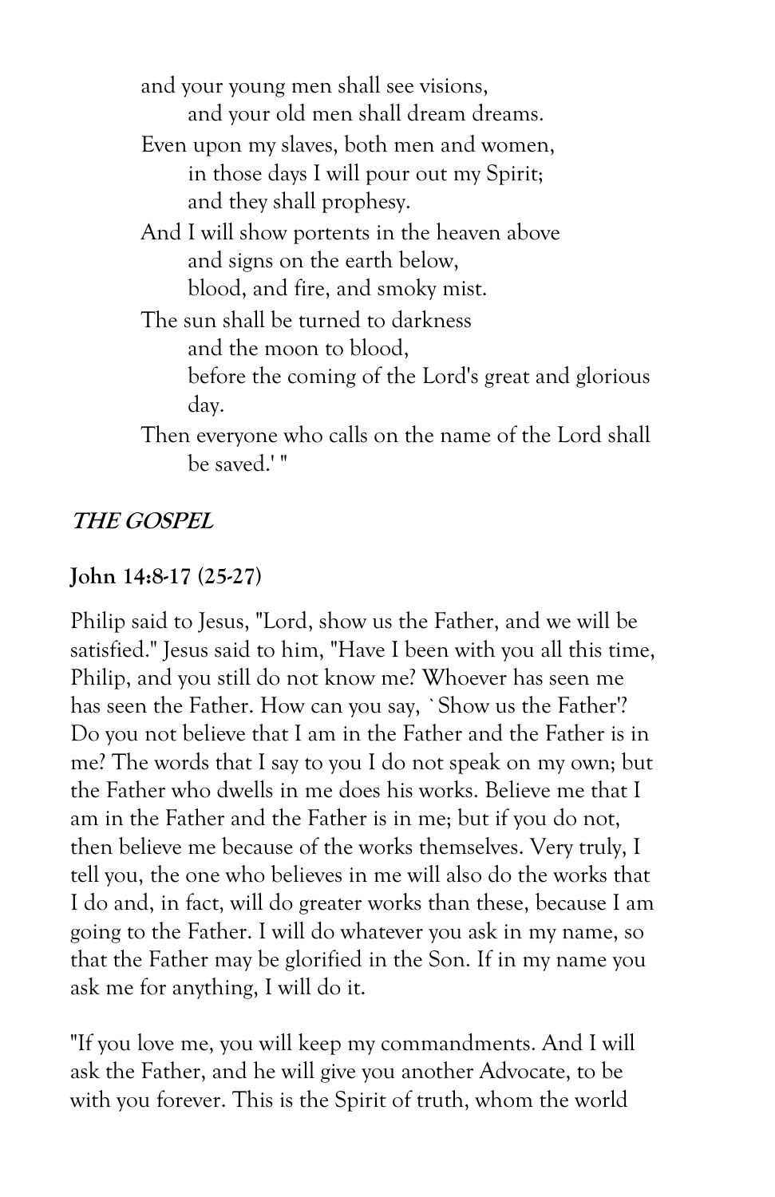and your young men shall see visions,
    and your old men shall dream dreams.
Even upon my slaves, both men and women,
    in those days I will pour out my Spirit;
    and they shall prophesy.
And I will show portents in the heaven above
    and signs on the earth below,
    blood, and fire, and smoky mist.
The sun shall be turned to darkness
    and the moon to blood,
    before the coming of the Lord's great and glorious day.
Then everyone who calls on the name of the Lord shall be saved.' "

***THE GOSPEL***

**John 14:8-17 (25-27)**

Philip said to Jesus, "Lord, show us the Father, and we will be satisfied." Jesus said to him, "Have I been with you all this time, Philip, and you still do not know me? Whoever has seen me has seen the Father. How can you say, `Show us the Father'? Do you not believe that I am in the Father and the Father is in me? The words that I say to you I do not speak on my own; but the Father who dwells in me does his works. Believe me that I am in the Father and the Father is in me; but if you do not, then believe me because of the works themselves. Very truly, I tell you, the one who believes in me will also do the works that I do and, in fact, will do greater works than these, because I am going to the Father. I will do whatever you ask in my name, so that the Father may be glorified in the Son. If in my name you ask me for anything, I will do it.

"If you love me, you will keep my commandments. And I will ask the Father, and he will give you another Advocate, to be with you forever. This is the Spirit of truth, whom the world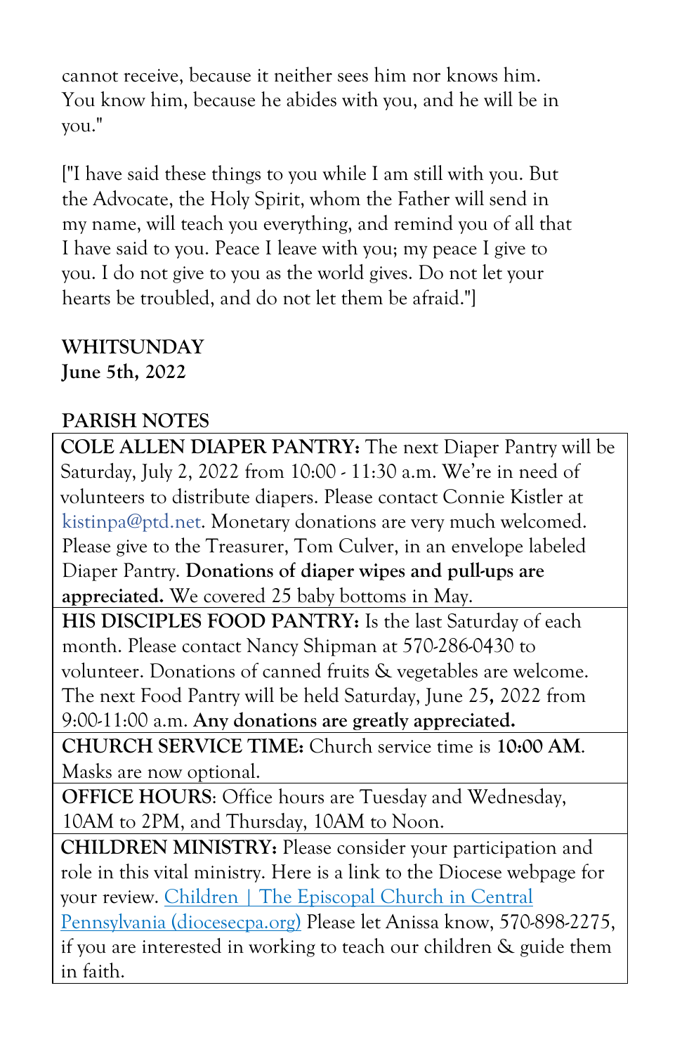cannot receive, because it neither sees him nor knows him. You know him, because he abides with you, and he will be in you."

["I have said these things to you while I am still with you. But the Advocate, the Holy Spirit, whom the Father will send in my name, will teach you everything, and remind you of all that I have said to you. Peace I leave with you; my peace I give to you. I do not give to you as the world gives. Do not let your hearts be troubled, and do not let them be afraid."]

**WHITSUNDAY**
**June 5th, 2022**

**PARISH NOTES**

**COLE ALLEN DIAPER PANTRY:** The next Diaper Pantry will be Saturday, July 2, 2022 from 10:00 - 11:30 a.m. We're in need of volunteers to distribute diapers. Please contact Connie Kistler at kistinpa@ptd.net. Monetary donations are very much welcomed. Please give to the Treasurer, Tom Culver, in an envelope labeled Diaper Pantry. **Donations of diaper wipes and pull-ups are appreciated.** We covered 25 baby bottoms in May.

**HIS DISCIPLES FOOD PANTRY:** Is the last Saturday of each month. Please contact Nancy Shipman at 570-286-0430 to volunteer. Donations of canned fruits & vegetables are welcome. The next Food Pantry will be held Saturday, June 25**,** 2022 from 9:00-11:00 a.m. **Any donations are greatly appreciated.**

**CHURCH SERVICE TIME:** Church service time is **10:00 AM**. Masks are now optional.

**OFFICE HOURS**: Office hours are Tuesday and Wednesday, 10AM to 2PM, and Thursday, 10AM to Noon.

**CHILDREN MINISTRY:** Please consider your participation and role in this vital ministry. Here is a link to the Diocese webpage for your review. Children | The Episcopal Church in Central Pennsylvania (diocesecpa.org) Please let Anissa know, 570-898-2275, if you are interested in working to teach our children & guide them in faith.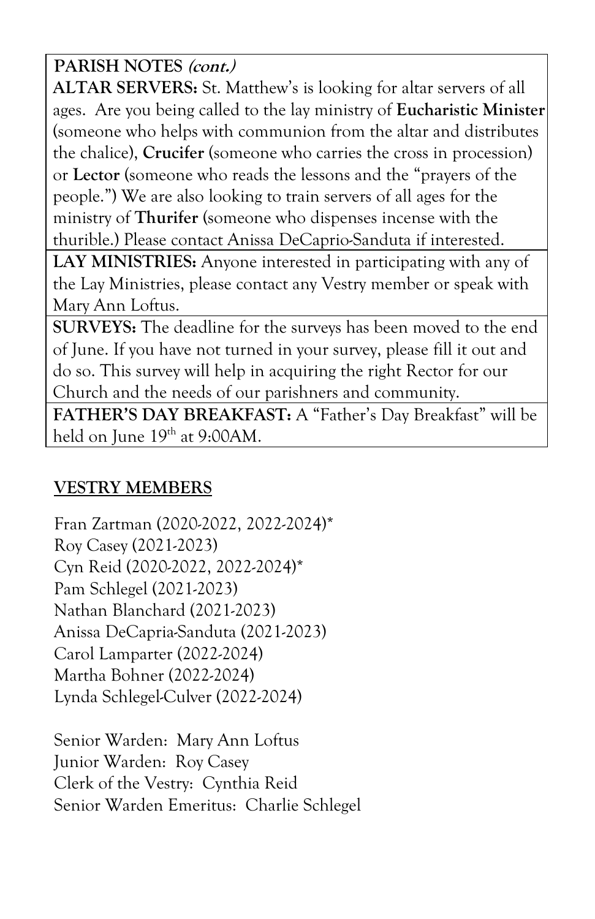**PARISH NOTES *(cont.)***

**ALTAR SERVERS:** St. Matthew's is looking for altar servers of all ages. Are you being called to the lay ministry of **Eucharistic Minister** (someone who helps with communion from the altar and distributes the chalice), **Crucifer** (someone who carries the cross in procession) or **Lector** (someone who reads the lessons and the "prayers of the people.") We are also looking to train servers of all ages for the ministry of **Thurifer** (someone who dispenses incense with the thurible.) Please contact Anissa DeCaprio-Sanduta if interested.

**LAY MINISTRIES:** Anyone interested in participating with any of the Lay Ministries, please contact any Vestry member or speak with Mary Ann Loftus.

**SURVEYS:** The deadline for the surveys has been moved to the end of June. If you have not turned in your survey, please fill it out and do so. This survey will help in acquiring the right Rector for our Church and the needs of our parishners and community.

**FATHER'S DAY BREAKFAST:** A "Father's Day Breakfast" will be held on June 19th at 9:00AM.

## VESTRY MEMBERS

Fran Zartman (2020-2022, 2022-2024)*
Roy Casey (2021-2023)
Cyn Reid (2020-2022, 2022-2024)*
Pam Schlegel (2021-2023)
Nathan Blanchard (2021-2023)
Anissa DeCapria-Sanduta (2021-2023)
Carol Lamparter (2022-2024)
Martha Bohner (2022-2024)
Lynda Schlegel-Culver (2022-2024)

Senior Warden: Mary Ann Loftus
Junior Warden: Roy Casey
Clerk of the Vestry: Cynthia Reid
Senior Warden Emeritus: Charlie Schlegel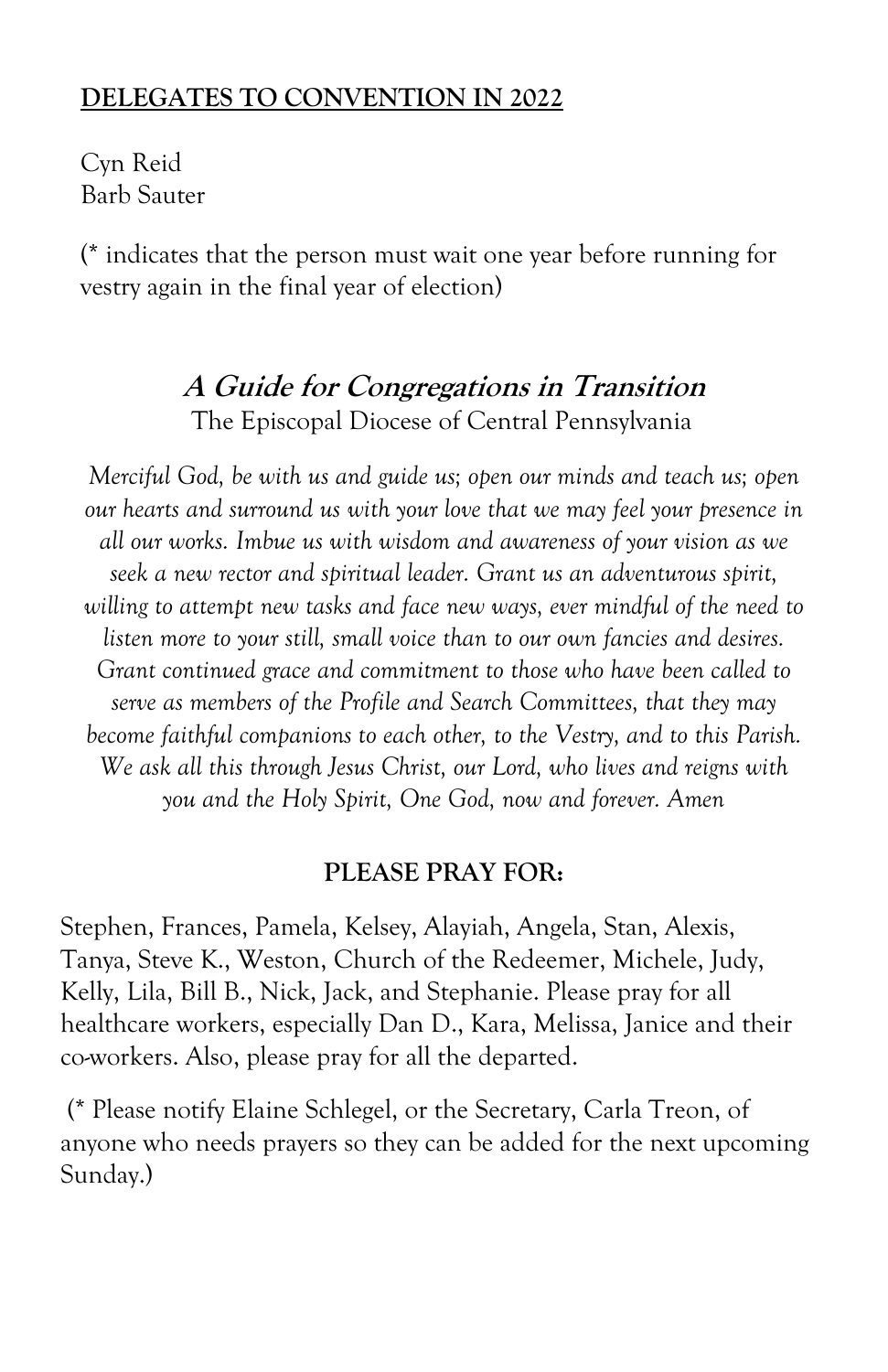**DELEGATES TO CONVENTION IN 2022**

Cyn Reid
Barb Sauter

(* indicates that the person must wait one year before running for vestry again in the final year of election)

## *A Guide for Congregations in Transition*

The Episcopal Diocese of Central Pennsylvania

*Merciful God, be with us and guide us; open our minds and teach us; open our hearts and surround us with your love that we may feel your presence in all our works. Imbue us with wisdom and awareness of your vision as we seek a new rector and spiritual leader. Grant us an adventurous spirit, willing to attempt new tasks and face new ways, ever mindful of the need to listen more to your still, small voice than to our own fancies and desires. Grant continued grace and commitment to those who have been called to serve as members of the Profile and Search Committees, that they may become faithful companions to each other, to the Vestry, and to this Parish. We ask all this through Jesus Christ, our Lord, who lives and reigns with you and the Holy Spirit, One God, now and forever. Amen*

**PLEASE PRAY FOR:**

Stephen, Frances, Pamela, Kelsey, Alayiah, Angela, Stan, Alexis, Tanya, Steve K., Weston, Church of the Redeemer, Michele, Judy, Kelly, Lila, Bill B., Nick, Jack, and Stephanie. Please pray for all healthcare workers, especially Dan D., Kara, Melissa, Janice and their co-workers. Also, please pray for all the departed.

(* Please notify Elaine Schlegel, or the Secretary, Carla Treon, of anyone who needs prayers so they can be added for the next upcoming Sunday.)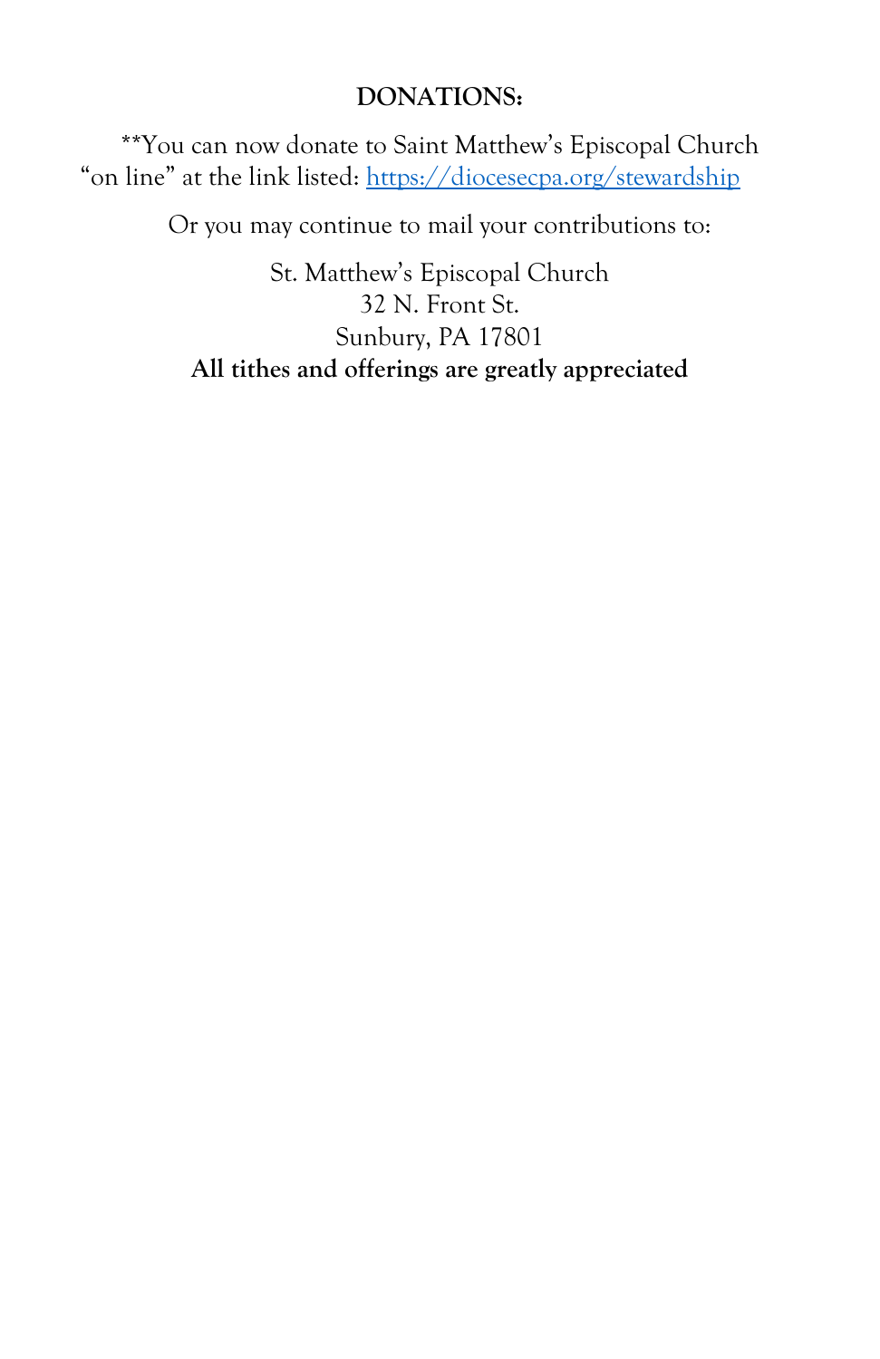**DONATIONS:**

**You can now donate to Saint Matthew's Episcopal Church "on line" at the link listed: [https://diocesecpa.org/stewardship](https://diocesecpa.org/stewardship)

Or you may continue to mail your contributions to:

St. Matthew's Episcopal Church
32 N. Front St.
Sunbury, PA 17801

**All tithes and offerings are greatly appreciated**